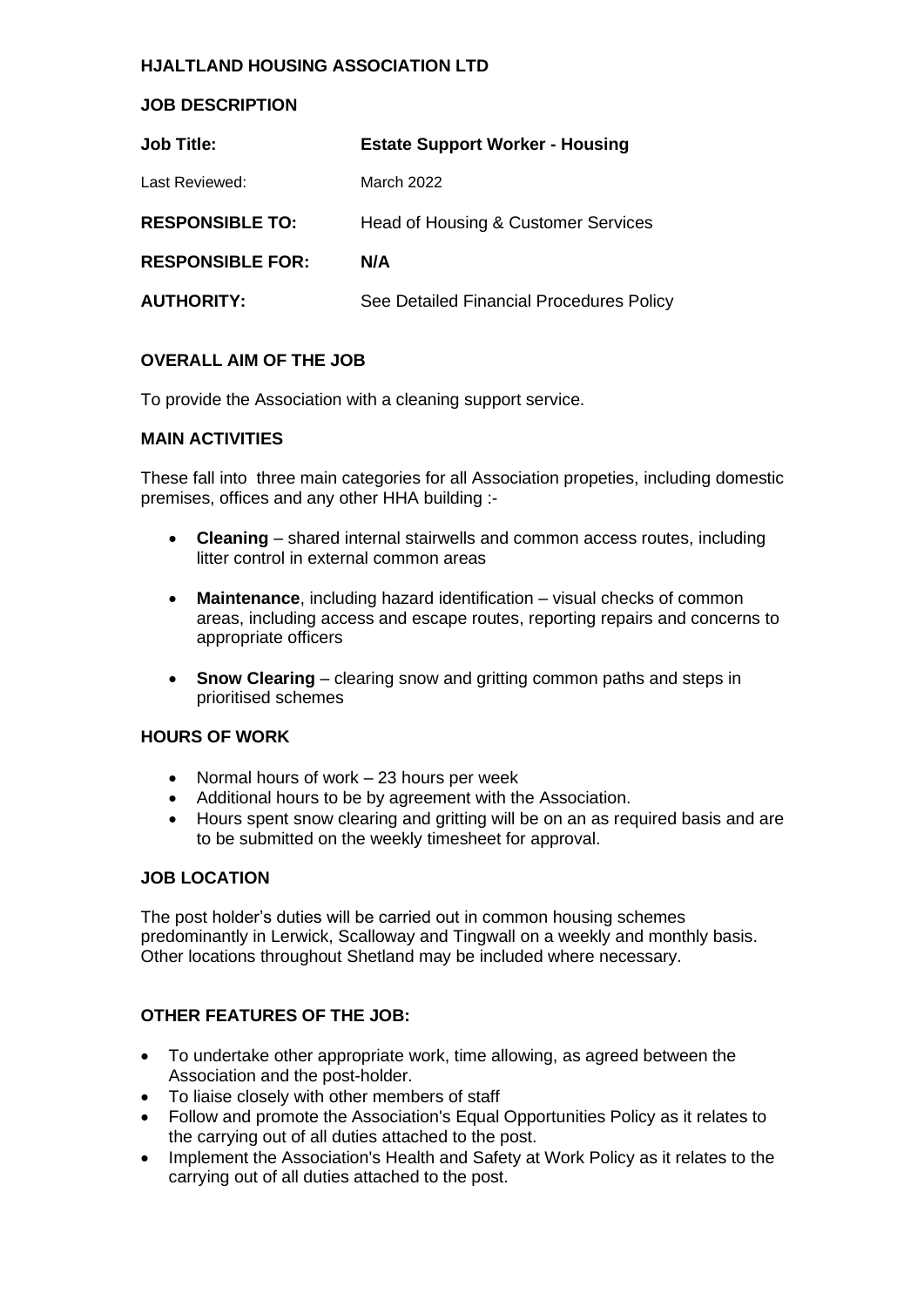**HJALTLAND HOUSING ASSOCIATION LTD**

**JOB DESCRIPTION**

| | |
|---|---|
| **Job Title:** | **Estate Support Worker - Housing** |
| Last Reviewed: | March 2022 |
| **RESPONSIBLE TO:** | Head of Housing & Customer Services |
| **RESPONSIBLE FOR:** | **N/A** |
| **AUTHORITY:** | See Detailed Financial Procedures Policy |

**OVERALL AIM OF THE JOB**

To provide the Association with a cleaning support service.

**MAIN ACTIVITIES**

These fall into three main categories for all Association propeties, including domestic premises, offices and any other HHA building :-

- **Cleaning** – shared internal stairwells and common access routes, including litter control in external common areas
- **Maintenance**, including hazard identification – visual checks of common areas, including access and escape routes, reporting repairs and concerns to appropriate officers
- **Snow Clearing** – clearing snow and gritting common paths and steps in prioritised schemes

**HOURS OF WORK**

- Normal hours of work – 23 hours per week
- Additional hours to be by agreement with the Association.
- Hours spent snow clearing and gritting will be on an as required basis and are to be submitted on the weekly timesheet for approval.

**JOB LOCATION**

The post holder's duties will be carried out in common housing schemes predominantly in Lerwick, Scalloway and Tingwall on a weekly and monthly basis. Other locations throughout Shetland may be included where necessary.

**OTHER FEATURES OF THE JOB:**

- To undertake other appropriate work, time allowing, as agreed between the Association and the post-holder.
- To liaise closely with other members of staff
- Follow and promote the Association's Equal Opportunities Policy as it relates to the carrying out of all duties attached to the post.
- Implement the Association's Health and Safety at Work Policy as it relates to the carrying out of all duties attached to the post.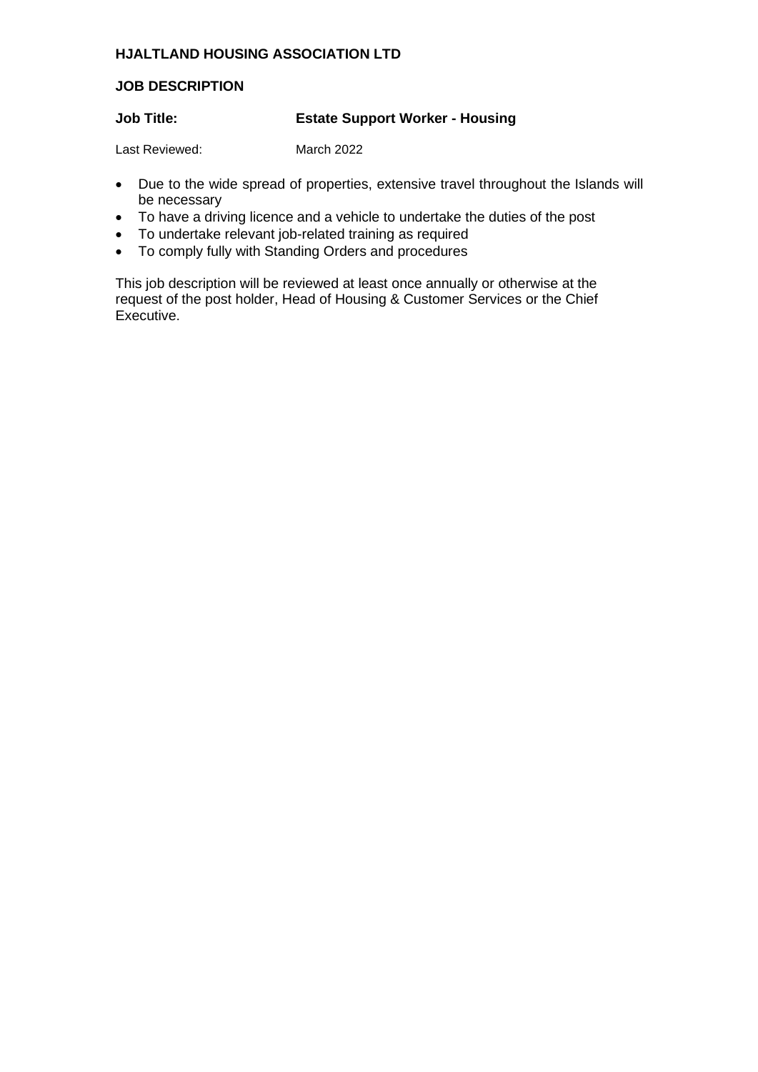**HJALTLAND HOUSING ASSOCIATION LTD**

**JOB DESCRIPTION**

**Job Title:** **Estate Support Worker - Housing**

Last Reviewed: March 2022

- Due to the wide spread of properties, extensive travel throughout the Islands will be necessary
- To have a driving licence and a vehicle to undertake the duties of the post
- To undertake relevant job-related training as required
- To comply fully with Standing Orders and procedures

This job description will be reviewed at least once annually or otherwise at the request of the post holder, Head of Housing & Customer Services or the Chief Executive.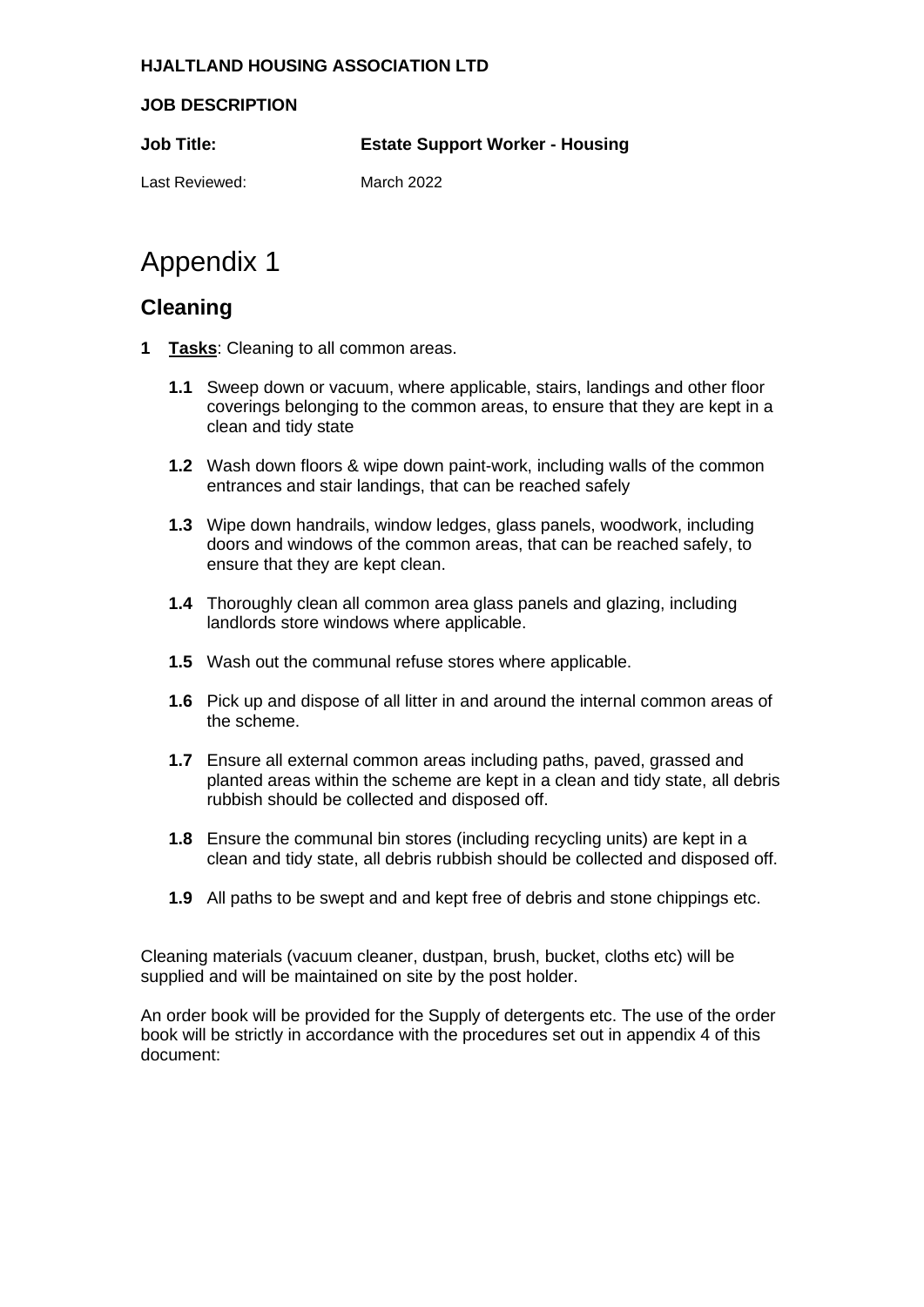**HJALTLAND HOUSING ASSOCIATION LTD**

**JOB DESCRIPTION**

**Job Title:** **Estate Support Worker - Housing**

Last Reviewed: March 2022

# Appendix 1

## Cleaning

**1** **Tasks**: Cleaning to all common areas.

**1.1** Sweep down or vacuum, where applicable, stairs, landings and other floor coverings belonging to the common areas, to ensure that they are kept in a clean and tidy state

**1.2** Wash down floors & wipe down paint-work, including walls of the common entrances and stair landings, that can be reached safely

**1.3** Wipe down handrails, window ledges, glass panels, woodwork, including doors and windows of the common areas, that can be reached safely, to ensure that they are kept clean.

**1.4** Thoroughly clean all common area glass panels and glazing, including landlords store windows where applicable.

**1.5** Wash out the communal refuse stores where applicable.

**1.6** Pick up and dispose of all litter in and around the internal common areas of the scheme.

**1.7** Ensure all external common areas including paths, paved, grassed and planted areas within the scheme are kept in a clean and tidy state, all debris rubbish should be collected and disposed off.

**1.8** Ensure the communal bin stores (including recycling units) are kept in a clean and tidy state, all debris rubbish should be collected and disposed off.

**1.9** All paths to be swept and and kept free of debris and stone chippings etc.

Cleaning materials (vacuum cleaner, dustpan, brush, bucket, cloths etc) will be supplied and will be maintained on site by the post holder.

An order book will be provided for the Supply of detergents etc. The use of the order book will be strictly in accordance with the procedures set out in appendix 4 of this document: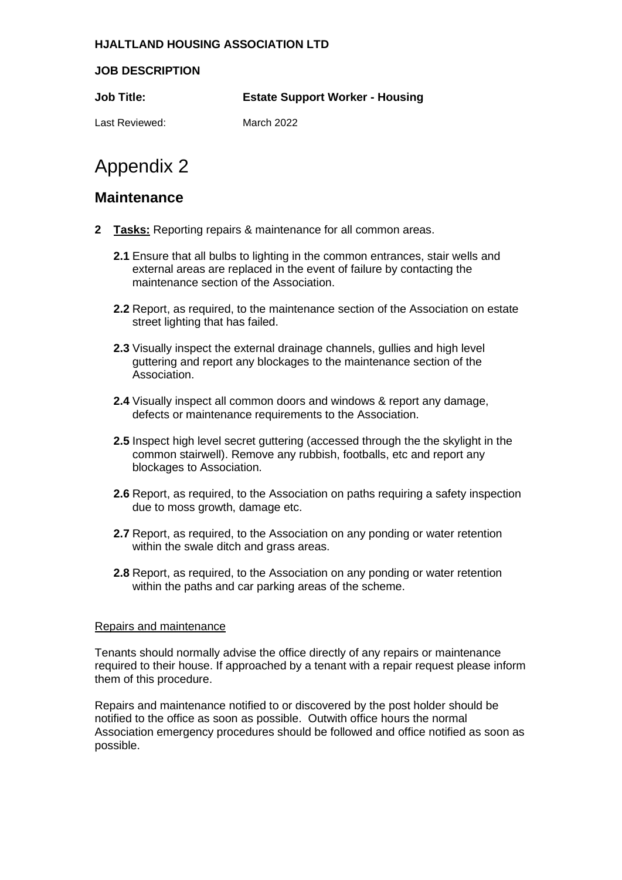**HJALTLAND HOUSING ASSOCIATION LTD**

**JOB DESCRIPTION**

**Job Title:** **Estate Support Worker - Housing**

Last Reviewed: March 2022

# Appendix 2

## Maintenance

**2** **Tasks:** Reporting repairs & maintenance for all common areas.

- **2.1** Ensure that all bulbs to lighting in the common entrances, stair wells and external areas are replaced in the event of failure by contacting the maintenance section of the Association.
- **2.2** Report, as required, to the maintenance section of the Association on estate street lighting that has failed.
- **2.3** Visually inspect the external drainage channels, gullies and high level guttering and report any blockages to the maintenance section of the Association.
- **2.4** Visually inspect all common doors and windows & report any damage, defects or maintenance requirements to the Association.
- **2.5** Inspect high level secret guttering (accessed through the the skylight in the common stairwell). Remove any rubbish, footballs, etc and report any blockages to Association.
- **2.6** Report, as required, to the Association on paths requiring a safety inspection due to moss growth, damage etc.
- **2.7** Report, as required, to the Association on any ponding or water retention within the swale ditch and grass areas.
- **2.8** Report, as required, to the Association on any ponding or water retention within the paths and car parking areas of the scheme.

<u>Repairs and maintenance</u>

Tenants should normally advise the office directly of any repairs or maintenance required to their house. If approached by a tenant with a repair request please inform them of this procedure.

Repairs and maintenance notified to or discovered by the post holder should be notified to the office as soon as possible. Outwith office hours the normal Association emergency procedures should be followed and office notified as soon as possible.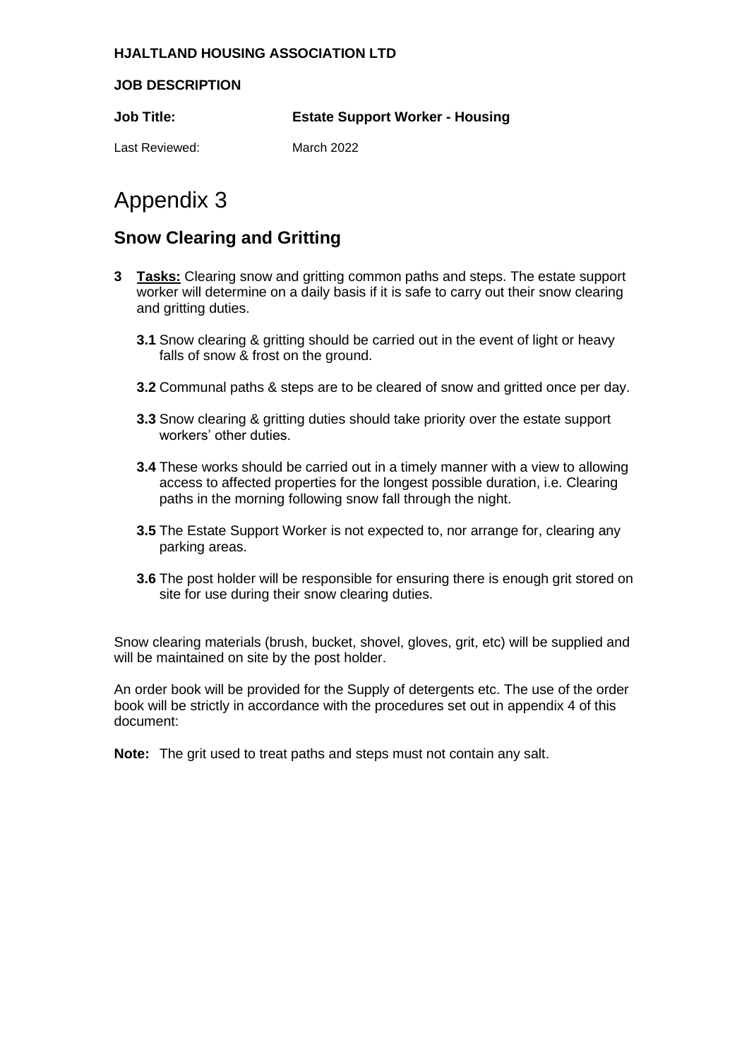**HJALTLAND HOUSING ASSOCIATION LTD**

**JOB DESCRIPTION**

**Job Title:** **Estate Support Worker - Housing**

Last Reviewed: March 2022

# Appendix 3

## Snow Clearing and Gritting

**3** **Tasks:** Clearing snow and gritting common paths and steps. The estate support worker will determine on a daily basis if it is safe to carry out their snow clearing and gritting duties.

**3.1** Snow clearing & gritting should be carried out in the event of light or heavy falls of snow & frost on the ground.

**3.2** Communal paths & steps are to be cleared of snow and gritted once per day.

**3.3** Snow clearing & gritting duties should take priority over the estate support workers' other duties.

**3.4** These works should be carried out in a timely manner with a view to allowing access to affected properties for the longest possible duration, i.e. Clearing paths in the morning following snow fall through the night.

**3.5** The Estate Support Worker is not expected to, nor arrange for, clearing any parking areas.

**3.6** The post holder will be responsible for ensuring there is enough grit stored on site for use during their snow clearing duties.

Snow clearing materials (brush, bucket, shovel, gloves, grit, etc) will be supplied and will be maintained on site by the post holder.

An order book will be provided for the Supply of detergents etc. The use of the order book will be strictly in accordance with the procedures set out in appendix 4 of this document:

**Note:** The grit used to treat paths and steps must not contain any salt.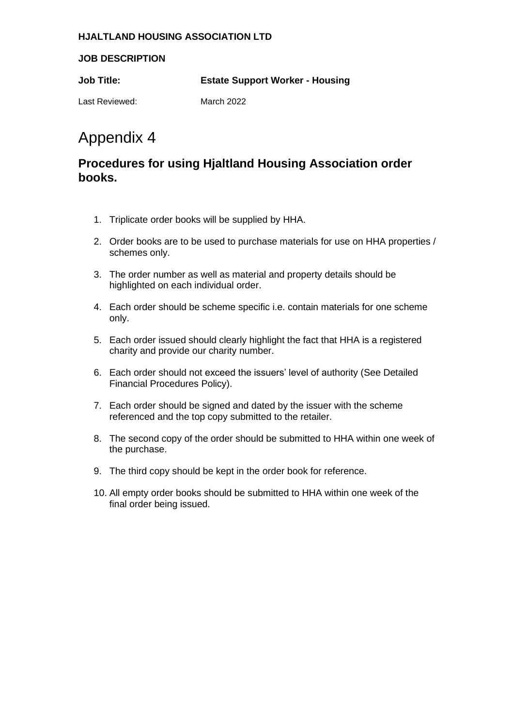**HJALTLAND HOUSING ASSOCIATION LTD**

**JOB DESCRIPTION**

**Job Title:** **Estate Support Worker - Housing**

Last Reviewed: March 2022

# Appendix 4

## Procedures for using Hjaltland Housing Association order books.

1. Triplicate order books will be supplied by HHA.
2. Order books are to be used to purchase materials for use on HHA properties / schemes only.
3. The order number as well as material and property details should be highlighted on each individual order.
4. Each order should be scheme specific i.e. contain materials for one scheme only.
5. Each order issued should clearly highlight the fact that HHA is a registered charity and provide our charity number.
6. Each order should not exceed the issuers' level of authority (See Detailed Financial Procedures Policy).
7. Each order should be signed and dated by the issuer with the scheme referenced and the top copy submitted to the retailer.
8. The second copy of the order should be submitted to HHA within one week of the purchase.
9. The third copy should be kept in the order book for reference.
10. All empty order books should be submitted to HHA within one week of the final order being issued.